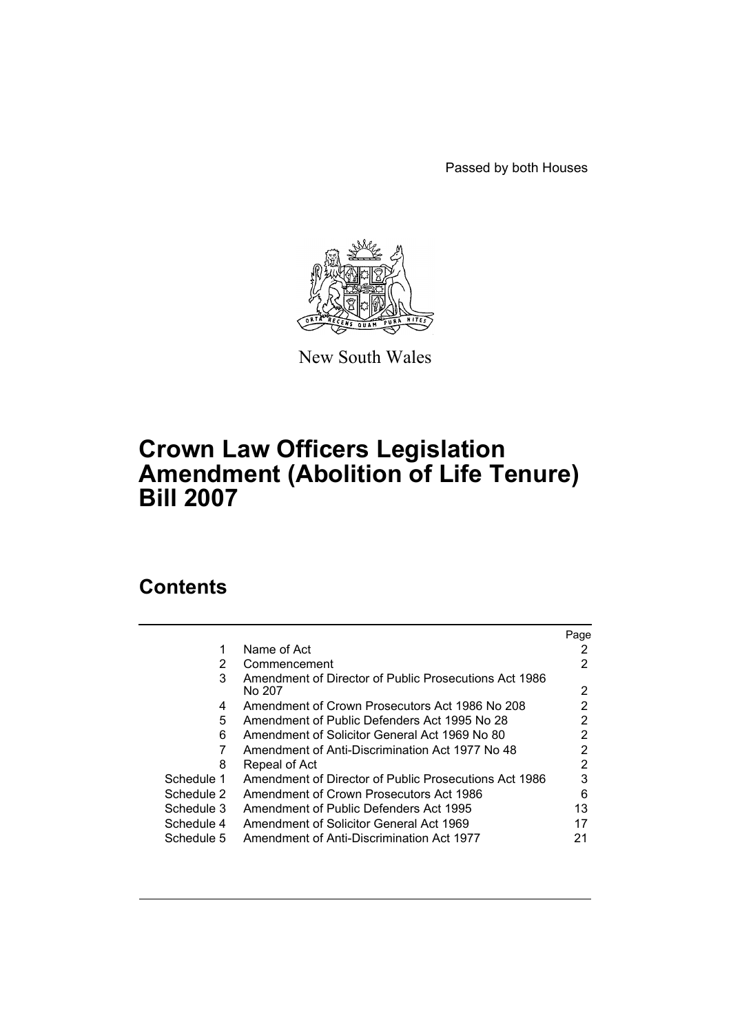Passed by both Houses

New South Wales

# Crown Law Officers Legislation Amendment (Abolition of Life Tenure) Bill 2007

## Contents

| | | Page |
|---|---|---|
| 1 | Name of Act | 2 |
| 2 | Commencement | 2 |
| 3 | Amendment of Director of Public Prosecutions Act 1986 No 207 | 2 |
| 4 | Amendment of Crown Prosecutors Act 1986 No 208 | 2 |
| 5 | Amendment of Public Defenders Act 1995 No 28 | 2 |
| 6 | Amendment of Solicitor General Act 1969 No 80 | 2 |
| 7 | Amendment of Anti-Discrimination Act 1977 No 48 | 2 |
| 8 | Repeal of Act | 2 |
| Schedule 1 | Amendment of Director of Public Prosecutions Act 1986 | 3 |
| Schedule 2 | Amendment of Crown Prosecutors Act 1986 | 6 |
| Schedule 3 | Amendment of Public Defenders Act 1995 | 13 |
| Schedule 4 | Amendment of Solicitor General Act 1969 | 17 |
| Schedule 5 | Amendment of Anti-Discrimination Act 1977 | 21 |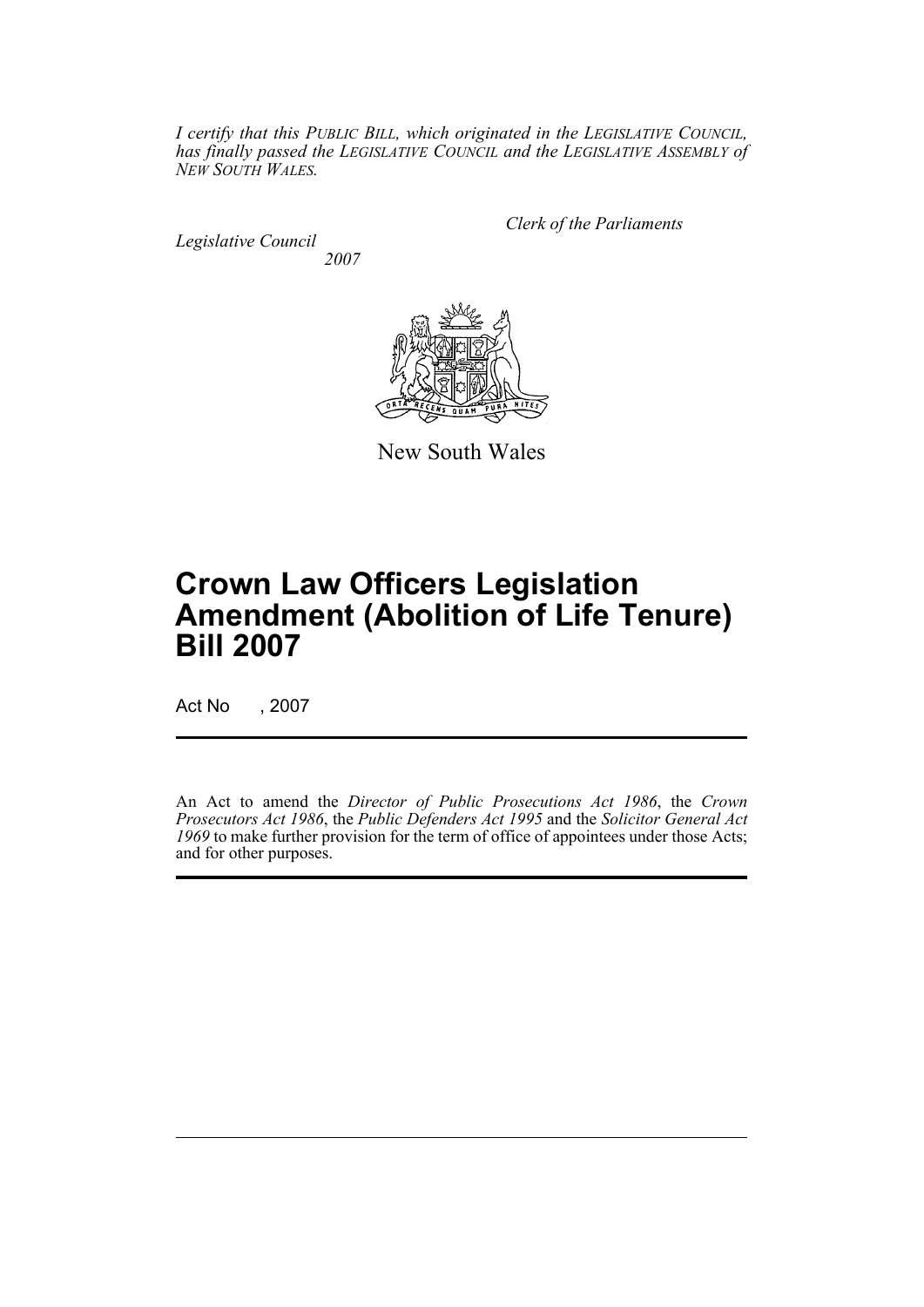*I certify that this PUBLIC BILL, which originated in the LEGISLATIVE COUNCIL, has finally passed the LEGISLATIVE COUNCIL and the LEGISLATIVE ASSEMBLY of NEW SOUTH WALES.*

*Clerk of the Parliaments*

*Legislative Council*
*2007*

New South Wales

# Crown Law Officers Legislation Amendment (Abolition of Life Tenure) Bill 2007

Act No , 2007

An Act to amend the *Director of Public Prosecutions Act 1986*, the *Crown Prosecutors Act 1986*, the *Public Defenders Act 1995* and the *Solicitor General Act 1969* to make further provision for the term of office of appointees under those Acts; and for other purposes.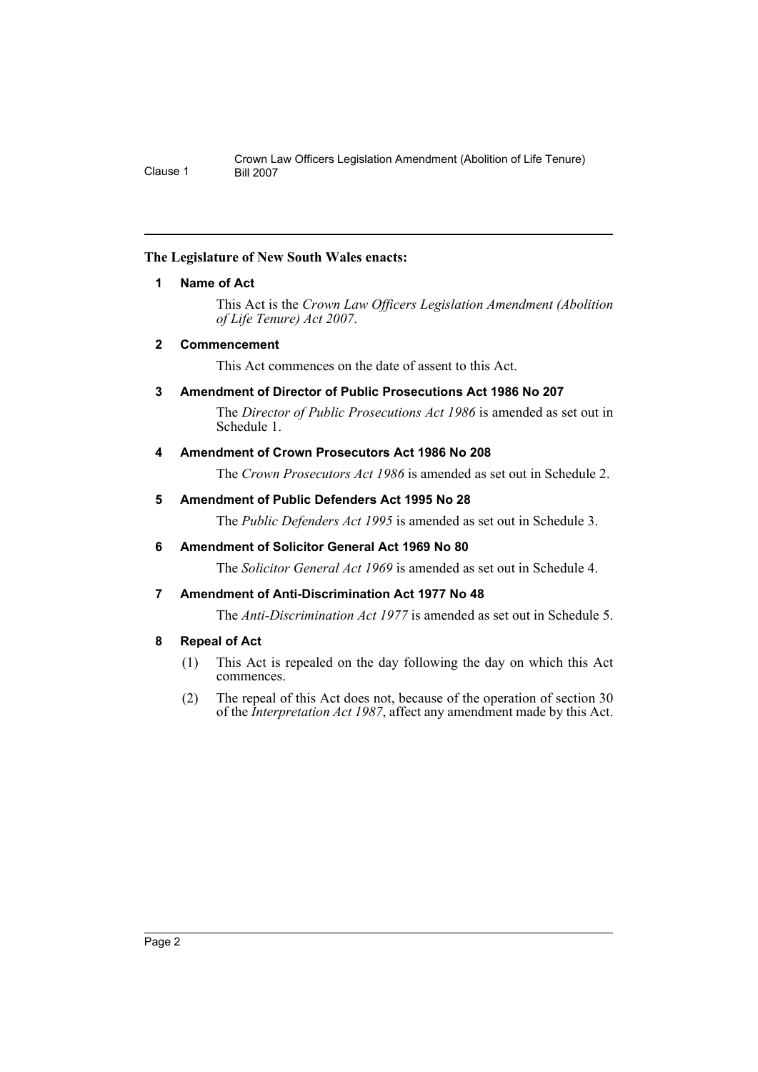**The Legislature of New South Wales enacts:**

**1 Name of Act**

This Act is the *Crown Law Officers Legislation Amendment (Abolition of Life Tenure) Act 2007*.

**2 Commencement**

This Act commences on the date of assent to this Act.

**3 Amendment of Director of Public Prosecutions Act 1986 No 207**

The *Director of Public Prosecutions Act 1986* is amended as set out in Schedule 1.

**4 Amendment of Crown Prosecutors Act 1986 No 208**

The *Crown Prosecutors Act 1986* is amended as set out in Schedule 2.

**5 Amendment of Public Defenders Act 1995 No 28**

The *Public Defenders Act 1995* is amended as set out in Schedule 3.

**6 Amendment of Solicitor General Act 1969 No 80**

The *Solicitor General Act 1969* is amended as set out in Schedule 4.

**7 Amendment of Anti-Discrimination Act 1977 No 48**

The *Anti-Discrimination Act 1977* is amended as set out in Schedule 5.

**8 Repeal of Act**

(1) This Act is repealed on the day following the day on which this Act commences.

(2) The repeal of this Act does not, because of the operation of section 30 of the *Interpretation Act 1987*, affect any amendment made by this Act.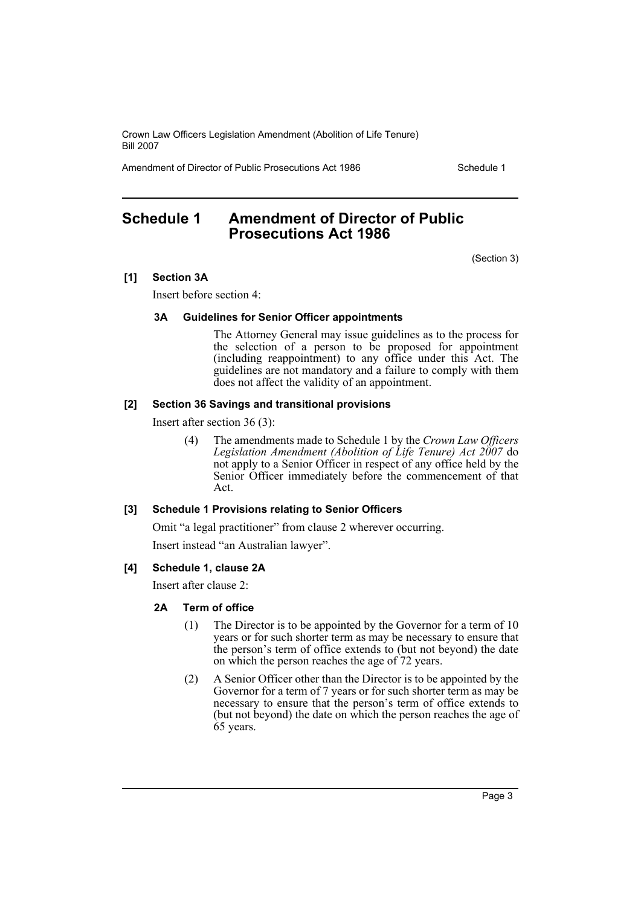## Schedule 1 Amendment of Director of Public Prosecutions Act 1986

(Section 3)

**[1] Section 3A**

Insert before section 4:

**3A Guidelines for Senior Officer appointments**

The Attorney General may issue guidelines as to the process for the selection of a person to be proposed for appointment (including reappointment) to any office under this Act. The guidelines are not mandatory and a failure to comply with them does not affect the validity of an appointment.

**[2] Section 36 Savings and transitional provisions**

Insert after section 36 (3):

(4) The amendments made to Schedule 1 by the *Crown Law Officers Legislation Amendment (Abolition of Life Tenure) Act 2007* do not apply to a Senior Officer in respect of any office held by the Senior Officer immediately before the commencement of that Act.

**[3] Schedule 1 Provisions relating to Senior Officers**

Omit "a legal practitioner" from clause 2 wherever occurring.

Insert instead "an Australian lawyer".

**[4] Schedule 1, clause 2A**

Insert after clause 2:

**2A Term of office**

(1) The Director is to be appointed by the Governor for a term of 10 years or for such shorter term as may be necessary to ensure that the person's term of office extends to (but not beyond) the date on which the person reaches the age of 72 years.

(2) A Senior Officer other than the Director is to be appointed by the Governor for a term of 7 years or for such shorter term as may be necessary to ensure that the person's term of office extends to (but not beyond) the date on which the person reaches the age of 65 years.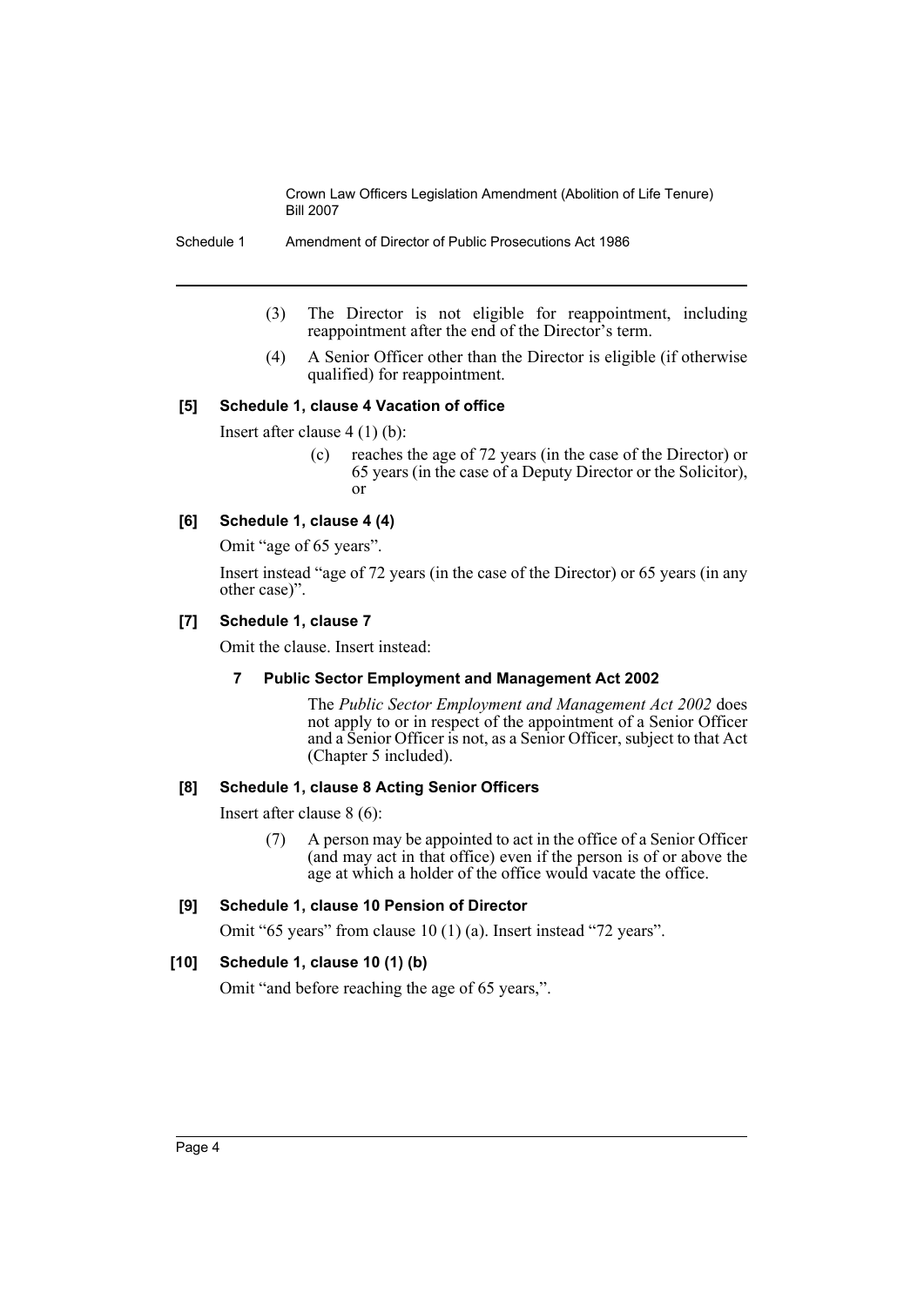(3) The Director is not eligible for reappointment, including reappointment after the end of the Director's term.

(4) A Senior Officer other than the Director is eligible (if otherwise qualified) for reappointment.

**[5] Schedule 1, clause 4 Vacation of office**

Insert after clause 4 (1) (b):

> (c) reaches the age of 72 years (in the case of the Director) or 65 years (in the case of a Deputy Director or the Solicitor), or

**[6] Schedule 1, clause 4 (4)**

Omit "age of 65 years".

Insert instead "age of 72 years (in the case of the Director) or 65 years (in any other case)".

**[7] Schedule 1, clause 7**

Omit the clause. Insert instead:

**7 Public Sector Employment and Management Act 2002**

> The *Public Sector Employment and Management Act 2002* does not apply to or in respect of the appointment of a Senior Officer and a Senior Officer is not, as a Senior Officer, subject to that Act (Chapter 5 included).

**[8] Schedule 1, clause 8 Acting Senior Officers**

Insert after clause 8 (6):

> (7) A person may be appointed to act in the office of a Senior Officer (and may act in that office) even if the person is of or above the age at which a holder of the office would vacate the office.

**[9] Schedule 1, clause 10 Pension of Director**

Omit "65 years" from clause 10 (1) (a). Insert instead "72 years".

**[10] Schedule 1, clause 10 (1) (b)**

Omit "and before reaching the age of 65 years,".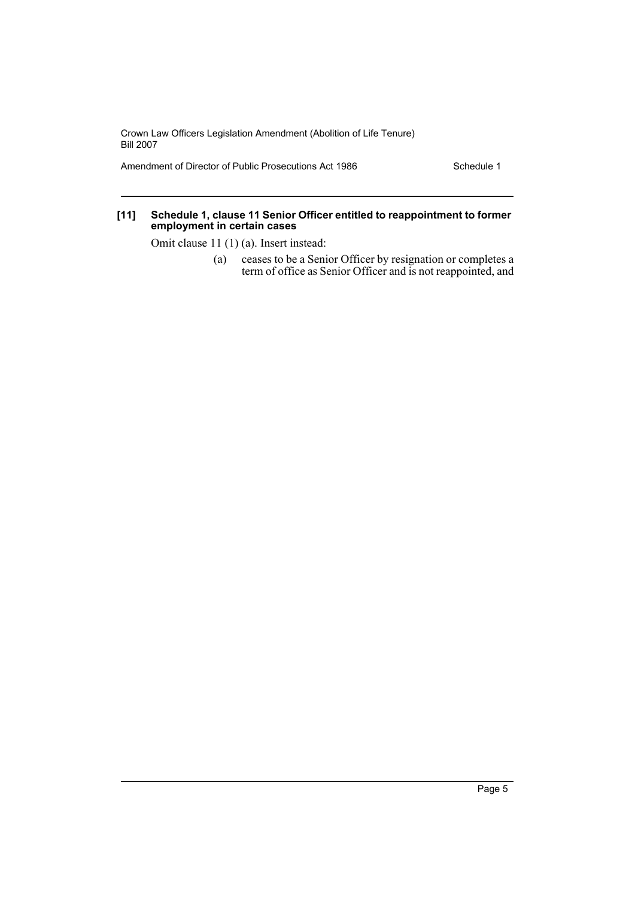**[11] Schedule 1, clause 11 Senior Officer entitled to reappointment to former employment in certain cases**

Omit clause 11 (1) (a). Insert instead:

(a) ceases to be a Senior Officer by resignation or completes a term of office as Senior Officer and is not reappointed, and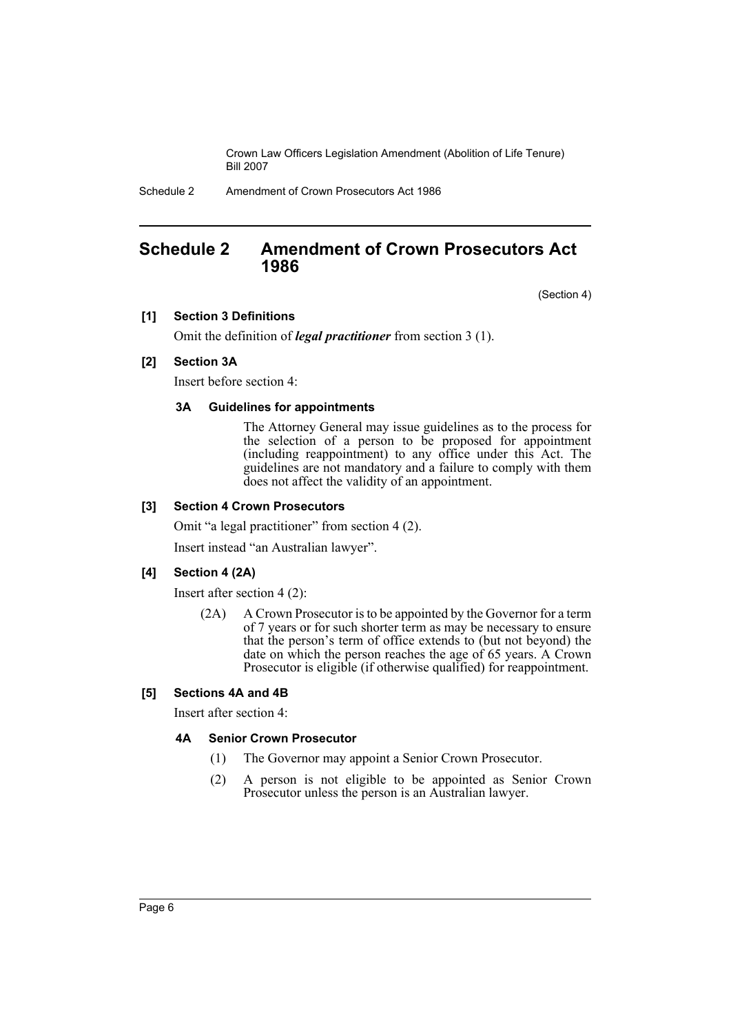# Schedule 2 Amendment of Crown Prosecutors Act 1986

(Section 4)

#### [1] Section 3 Definitions

Omit the definition of ***legal practitioner*** from section 3 (1).

#### [2] Section 3A

Insert before section 4:

##### 3A Guidelines for appointments

The Attorney General may issue guidelines as to the process for the selection of a person to be proposed for appointment (including reappointment) to any office under this Act. The guidelines are not mandatory and a failure to comply with them does not affect the validity of an appointment.

#### [3] Section 4 Crown Prosecutors

Omit "a legal practitioner" from section 4 (2).

Insert instead "an Australian lawyer".

#### [4] Section 4 (2A)

Insert after section 4 (2):

(2A) A Crown Prosecutor is to be appointed by the Governor for a term of 7 years or for such shorter term as may be necessary to ensure that the person's term of office extends to (but not beyond) the date on which the person reaches the age of 65 years. A Crown Prosecutor is eligible (if otherwise qualified) for reappointment.

#### [5] Sections 4A and 4B

Insert after section 4:

##### 4A Senior Crown Prosecutor

(1) The Governor may appoint a Senior Crown Prosecutor.

(2) A person is not eligible to be appointed as Senior Crown Prosecutor unless the person is an Australian lawyer.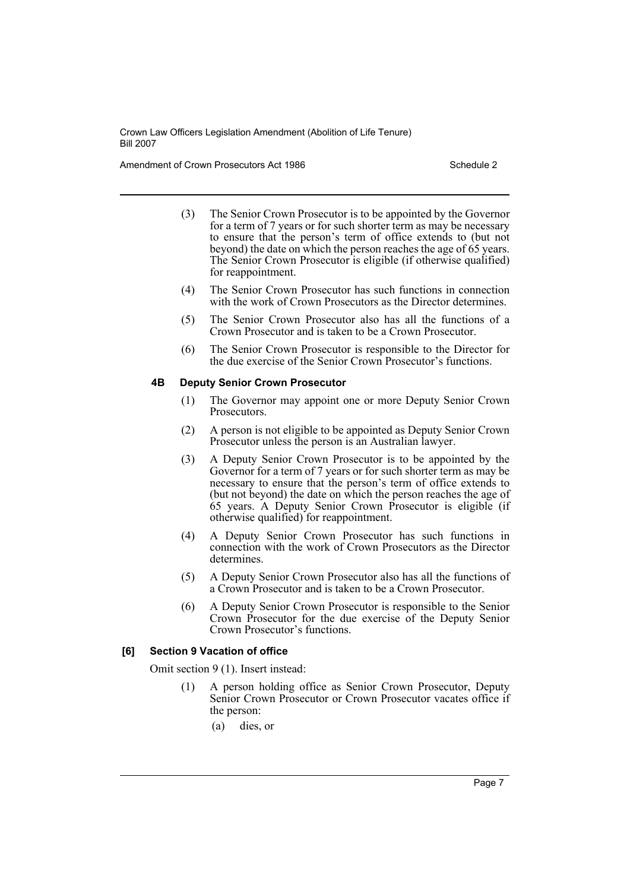(3) The Senior Crown Prosecutor is to be appointed by the Governor for a term of 7 years or for such shorter term as may be necessary to ensure that the person's term of office extends to (but not beyond) the date on which the person reaches the age of 65 years. The Senior Crown Prosecutor is eligible (if otherwise qualified) for reappointment.

(4) The Senior Crown Prosecutor has such functions in connection with the work of Crown Prosecutors as the Director determines.

(5) The Senior Crown Prosecutor also has all the functions of a Crown Prosecutor and is taken to be a Crown Prosecutor.

(6) The Senior Crown Prosecutor is responsible to the Director for the due exercise of the Senior Crown Prosecutor's functions.

**4B Deputy Senior Crown Prosecutor**

(1) The Governor may appoint one or more Deputy Senior Crown Prosecutors.

(2) A person is not eligible to be appointed as Deputy Senior Crown Prosecutor unless the person is an Australian lawyer.

(3) A Deputy Senior Crown Prosecutor is to be appointed by the Governor for a term of 7 years or for such shorter term as may be necessary to ensure that the person's term of office extends to (but not beyond) the date on which the person reaches the age of 65 years. A Deputy Senior Crown Prosecutor is eligible (if otherwise qualified) for reappointment.

(4) A Deputy Senior Crown Prosecutor has such functions in connection with the work of Crown Prosecutors as the Director determines.

(5) A Deputy Senior Crown Prosecutor also has all the functions of a Crown Prosecutor and is taken to be a Crown Prosecutor.

(6) A Deputy Senior Crown Prosecutor is responsible to the Senior Crown Prosecutor for the due exercise of the Deputy Senior Crown Prosecutor's functions.

**[6] Section 9 Vacation of office**

Omit section 9 (1). Insert instead:

(1) A person holding office as Senior Crown Prosecutor, Deputy Senior Crown Prosecutor or Crown Prosecutor vacates office if the person:

(a) dies, or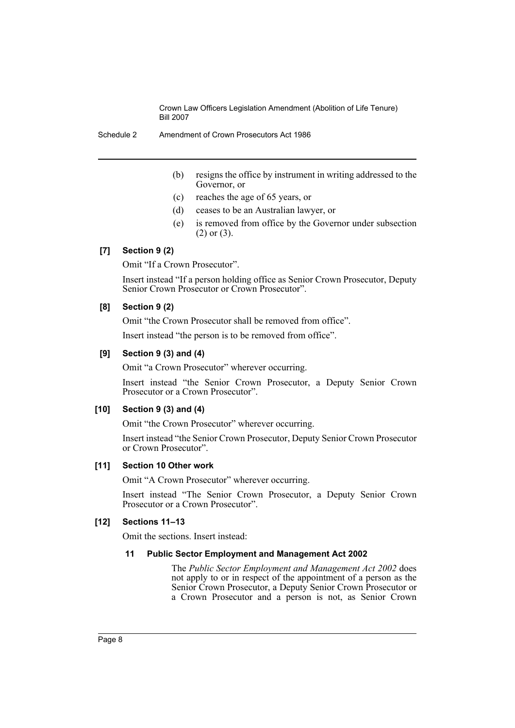(b) resigns the office by instrument in writing addressed to the Governor, or

(c) reaches the age of 65 years, or

(d) ceases to be an Australian lawyer, or

(e) is removed from office by the Governor under subsection (2) or (3).

**[7] Section 9 (2)**

Omit "If a Crown Prosecutor".

Insert instead "If a person holding office as Senior Crown Prosecutor, Deputy Senior Crown Prosecutor or Crown Prosecutor".

**[8] Section 9 (2)**

Omit "the Crown Prosecutor shall be removed from office".

Insert instead "the person is to be removed from office".

**[9] Section 9 (3) and (4)**

Omit "a Crown Prosecutor" wherever occurring.

Insert instead "the Senior Crown Prosecutor, a Deputy Senior Crown Prosecutor or a Crown Prosecutor".

**[10] Section 9 (3) and (4)**

Omit "the Crown Prosecutor" wherever occurring.

Insert instead "the Senior Crown Prosecutor, Deputy Senior Crown Prosecutor or Crown Prosecutor".

**[11] Section 10 Other work**

Omit "A Crown Prosecutor" wherever occurring.

Insert instead "The Senior Crown Prosecutor, a Deputy Senior Crown Prosecutor or a Crown Prosecutor".

**[12] Sections 11–13**

Omit the sections. Insert instead:

**11 Public Sector Employment and Management Act 2002**

The *Public Sector Employment and Management Act 2002* does not apply to or in respect of the appointment of a person as the Senior Crown Prosecutor, a Deputy Senior Crown Prosecutor or a Crown Prosecutor and a person is not, as Senior Crown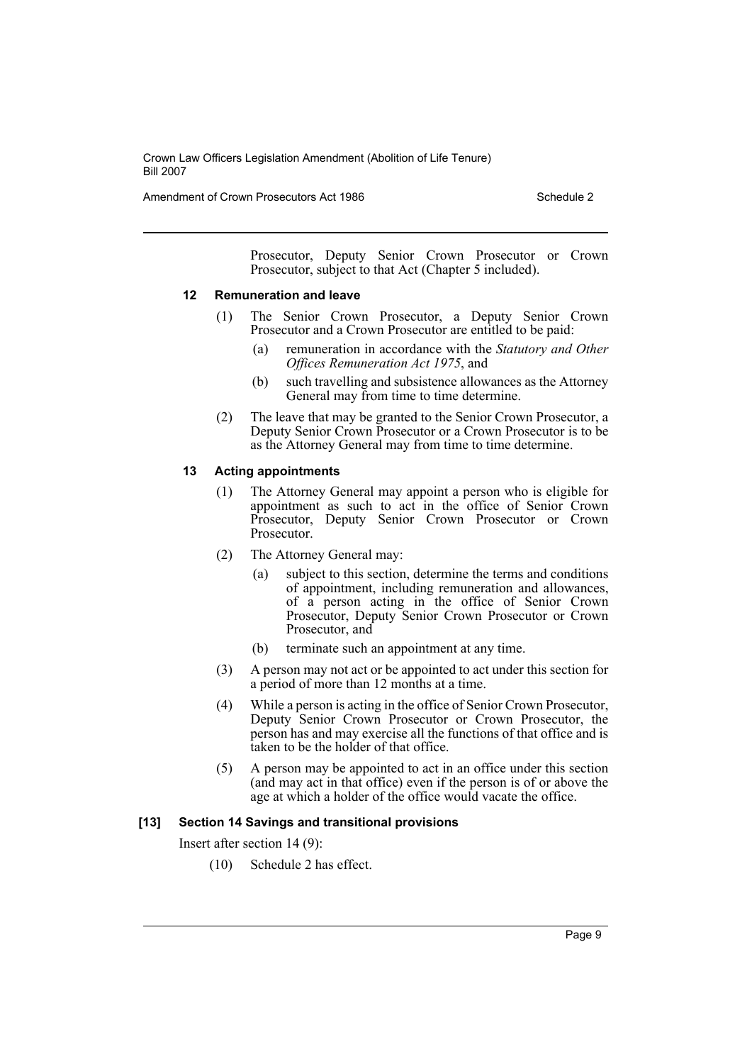Prosecutor, Deputy Senior Crown Prosecutor or Crown Prosecutor, subject to that Act (Chapter 5 included).

### 12 Remuneration and leave

(1) The Senior Crown Prosecutor, a Deputy Senior Crown Prosecutor and a Crown Prosecutor are entitled to be paid:

- (a) remuneration in accordance with the *Statutory and Other Offices Remuneration Act 1975*, and
- (b) such travelling and subsistence allowances as the Attorney General may from time to time determine.

(2) The leave that may be granted to the Senior Crown Prosecutor, a Deputy Senior Crown Prosecutor or a Crown Prosecutor is to be as the Attorney General may from time to time determine.

### 13 Acting appointments

(1) The Attorney General may appoint a person who is eligible for appointment as such to act in the office of Senior Crown Prosecutor, Deputy Senior Crown Prosecutor or Crown Prosecutor.

(2) The Attorney General may:

- (a) subject to this section, determine the terms and conditions of appointment, including remuneration and allowances, of a person acting in the office of Senior Crown Prosecutor, Deputy Senior Crown Prosecutor or Crown Prosecutor, and
- (b) terminate such an appointment at any time.

(3) A person may not act or be appointed to act under this section for a period of more than 12 months at a time.

(4) While a person is acting in the office of Senior Crown Prosecutor, Deputy Senior Crown Prosecutor or Crown Prosecutor, the person has and may exercise all the functions of that office and is taken to be the holder of that office.

(5) A person may be appointed to act in an office under this section (and may act in that office) even if the person is of or above the age at which a holder of the office would vacate the office.

### [13] Section 14 Savings and transitional provisions

Insert after section 14 (9):

(10) Schedule 2 has effect.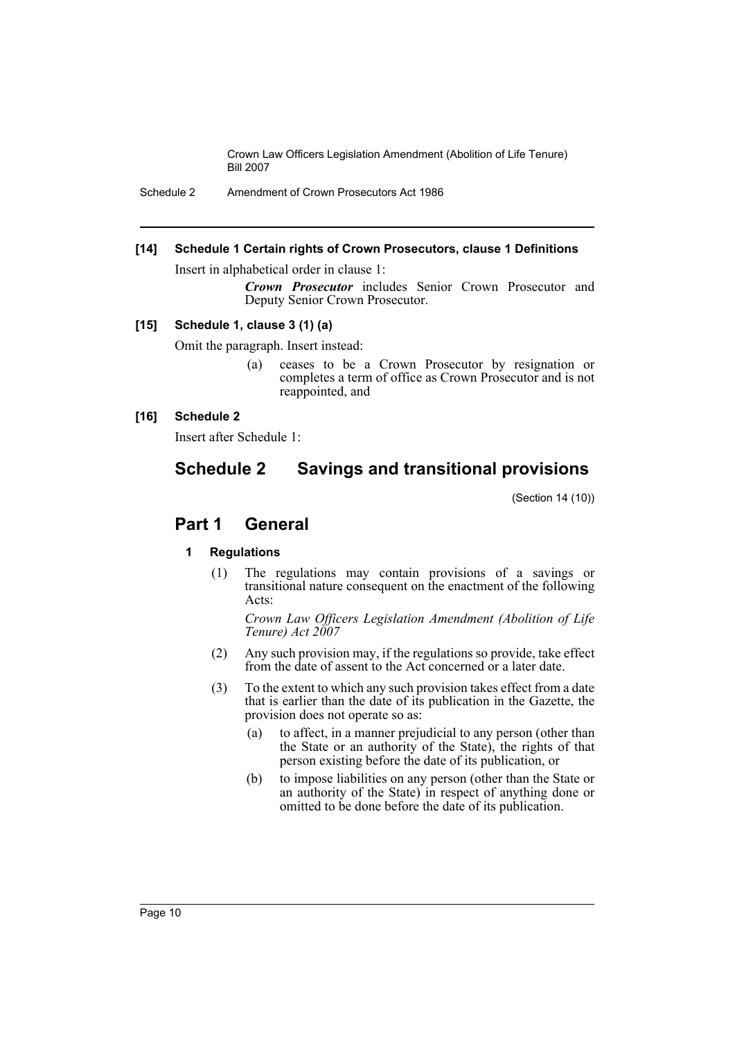**[14] Schedule 1 Certain rights of Crown Prosecutors, clause 1 Definitions**

Insert in alphabetical order in clause 1:

> ***Crown Prosecutor*** includes Senior Crown Prosecutor and Deputy Senior Crown Prosecutor.

**[15] Schedule 1, clause 3 (1) (a)**

Omit the paragraph. Insert instead:

> (a) ceases to be a Crown Prosecutor by resignation or completes a term of office as Crown Prosecutor and is not reappointed, and

**[16] Schedule 2**

Insert after Schedule 1:

# Schedule 2 Savings and transitional provisions

(Section 14 (10))

## Part 1 General

### 1 Regulations

(1) The regulations may contain provisions of a savings or transitional nature consequent on the enactment of the following Acts:

*Crown Law Officers Legislation Amendment (Abolition of Life Tenure) Act 2007*

(2) Any such provision may, if the regulations so provide, take effect from the date of assent to the Act concerned or a later date.

(3) To the extent to which any such provision takes effect from a date that is earlier than the date of its publication in the Gazette, the provision does not operate so as:

(a) to affect, in a manner prejudicial to any person (other than the State or an authority of the State), the rights of that person existing before the date of its publication, or

(b) to impose liabilities on any person (other than the State or an authority of the State) in respect of anything done or omitted to be done before the date of its publication.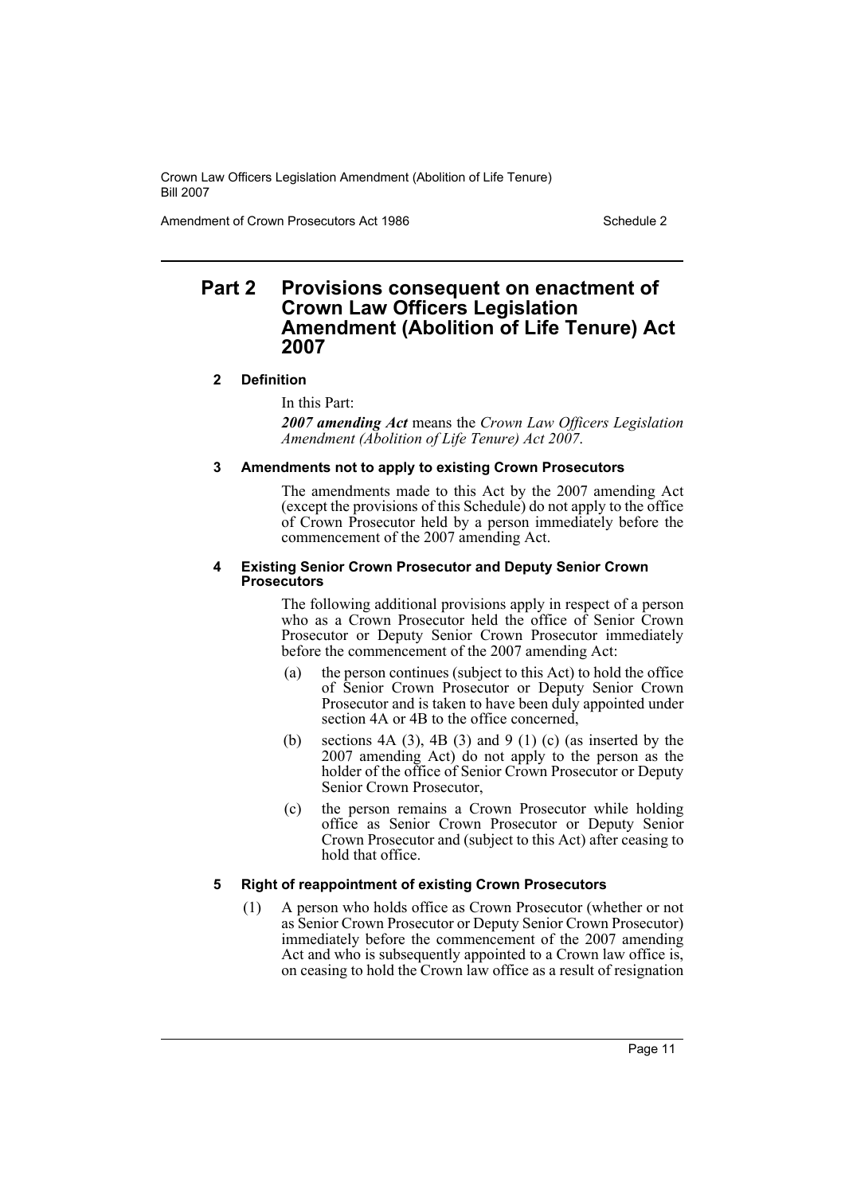## Part 2 Provisions consequent on enactment of Crown Law Officers Legislation Amendment (Abolition of Life Tenure) Act 2007

### 2 Definition

In this Part:

***2007 amending Act*** means the *Crown Law Officers Legislation Amendment (Abolition of Life Tenure) Act 2007*.

### 3 Amendments not to apply to existing Crown Prosecutors

The amendments made to this Act by the 2007 amending Act (except the provisions of this Schedule) do not apply to the office of Crown Prosecutor held by a person immediately before the commencement of the 2007 amending Act.

### 4 Existing Senior Crown Prosecutor and Deputy Senior Crown Prosecutors

The following additional provisions apply in respect of a person who as a Crown Prosecutor held the office of Senior Crown Prosecutor or Deputy Senior Crown Prosecutor immediately before the commencement of the 2007 amending Act:

(a) the person continues (subject to this Act) to hold the office of Senior Crown Prosecutor or Deputy Senior Crown Prosecutor and is taken to have been duly appointed under section 4A or 4B to the office concerned,

(b) sections 4A (3), 4B (3) and 9 (1) (c) (as inserted by the 2007 amending Act) do not apply to the person as the holder of the office of Senior Crown Prosecutor or Deputy Senior Crown Prosecutor,

(c) the person remains a Crown Prosecutor while holding office as Senior Crown Prosecutor or Deputy Senior Crown Prosecutor and (subject to this Act) after ceasing to hold that office.

### 5 Right of reappointment of existing Crown Prosecutors

(1) A person who holds office as Crown Prosecutor (whether or not as Senior Crown Prosecutor or Deputy Senior Crown Prosecutor) immediately before the commencement of the 2007 amending Act and who is subsequently appointed to a Crown law office is, on ceasing to hold the Crown law office as a result of resignation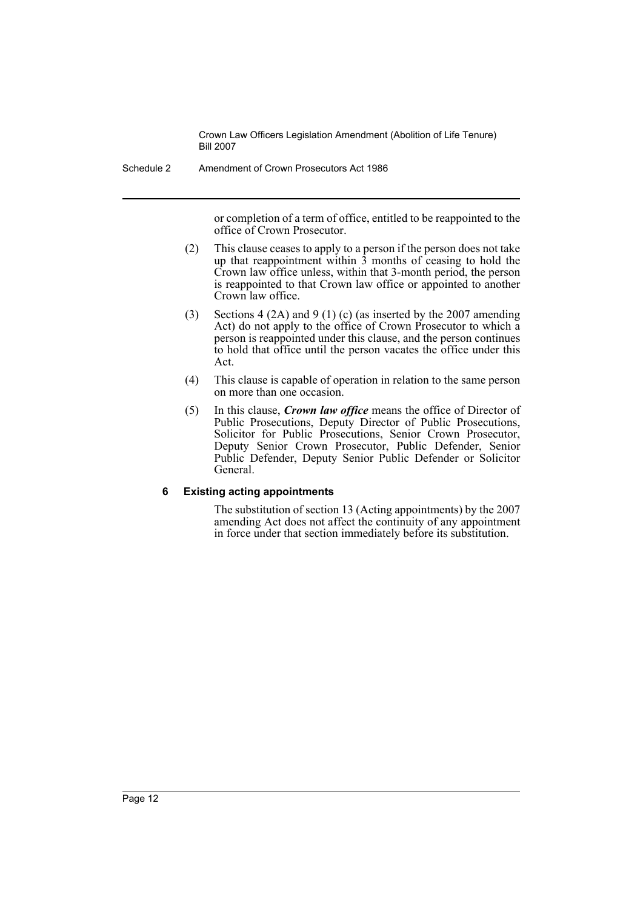or completion of a term of office, entitled to be reappointed to the office of Crown Prosecutor.

(2) This clause ceases to apply to a person if the person does not take up that reappointment within 3 months of ceasing to hold the Crown law office unless, within that 3-month period, the person is reappointed to that Crown law office or appointed to another Crown law office.

(3) Sections 4 (2A) and 9 (1) (c) (as inserted by the 2007 amending Act) do not apply to the office of Crown Prosecutor to which a person is reappointed under this clause, and the person continues to hold that office until the person vacates the office under this Act.

(4) This clause is capable of operation in relation to the same person on more than one occasion.

(5) In this clause, ***Crown law office*** means the office of Director of Public Prosecutions, Deputy Director of Public Prosecutions, Solicitor for Public Prosecutions, Senior Crown Prosecutor, Deputy Senior Crown Prosecutor, Public Defender, Senior Public Defender, Deputy Senior Public Defender or Solicitor General.

#### 6 Existing acting appointments

The substitution of section 13 (Acting appointments) by the 2007 amending Act does not affect the continuity of any appointment in force under that section immediately before its substitution.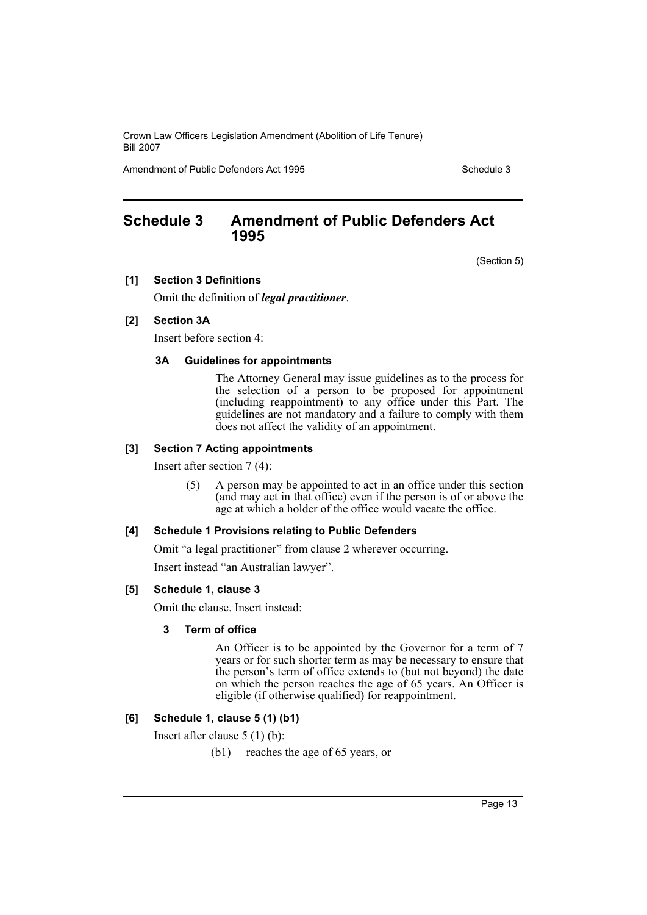## Schedule 3 Amendment of Public Defenders Act 1995

(Section 5)

**[1] Section 3 Definitions**

Omit the definition of ***legal practitioner***.

**[2] Section 3A**

Insert before section 4:

**3A Guidelines for appointments**

The Attorney General may issue guidelines as to the process for the selection of a person to be proposed for appointment (including reappointment) to any office under this Part. The guidelines are not mandatory and a failure to comply with them does not affect the validity of an appointment.

**[3] Section 7 Acting appointments**

Insert after section 7 (4):

(5) A person may be appointed to act in an office under this section (and may act in that office) even if the person is of or above the age at which a holder of the office would vacate the office.

**[4] Schedule 1 Provisions relating to Public Defenders**

Omit "a legal practitioner" from clause 2 wherever occurring.

Insert instead "an Australian lawyer".

**[5] Schedule 1, clause 3**

Omit the clause. Insert instead:

**3 Term of office**

An Officer is to be appointed by the Governor for a term of 7 years or for such shorter term as may be necessary to ensure that the person's term of office extends to (but not beyond) the date on which the person reaches the age of 65 years. An Officer is eligible (if otherwise qualified) for reappointment.

**[6] Schedule 1, clause 5 (1) (b1)**

Insert after clause 5 (1) (b):

(b1) reaches the age of 65 years, or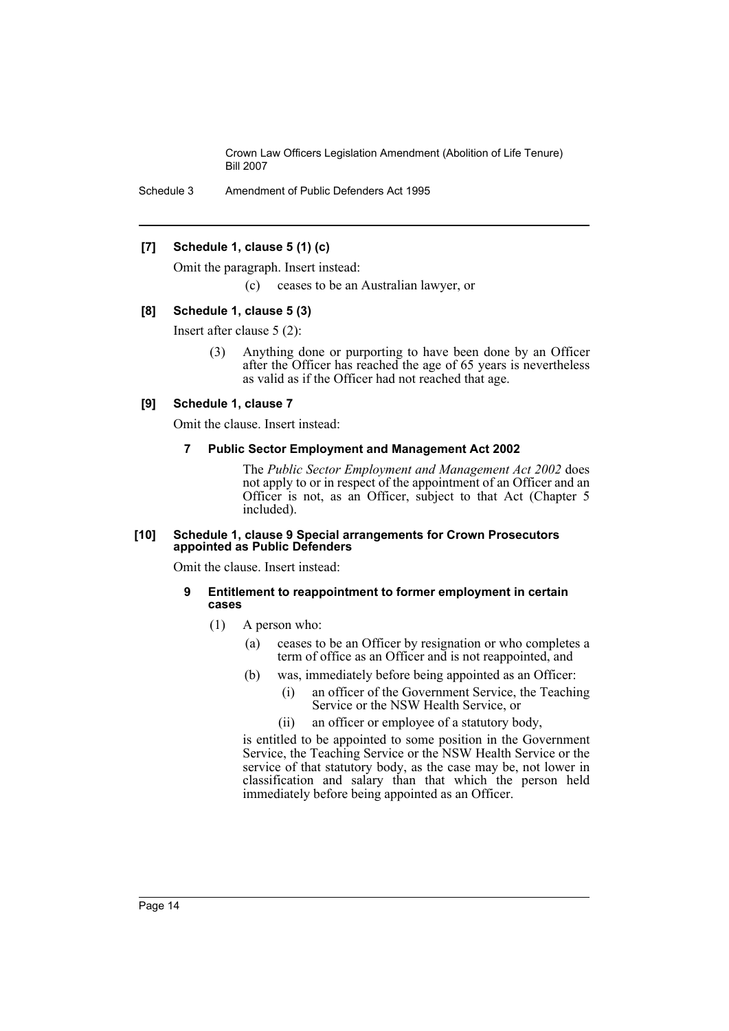**[7] Schedule 1, clause 5 (1) (c)**

Omit the paragraph. Insert instead:

> (c) ceases to be an Australian lawyer, or

**[8] Schedule 1, clause 5 (3)**

Insert after clause 5 (2):

> (3) Anything done or purporting to have been done by an Officer after the Officer has reached the age of 65 years is nevertheless as valid as if the Officer had not reached that age.

**[9] Schedule 1, clause 7**

Omit the clause. Insert instead:

> **7 Public Sector Employment and Management Act 2002**
>
> The *Public Sector Employment and Management Act 2002* does not apply to or in respect of the appointment of an Officer and an Officer is not, as an Officer, subject to that Act (Chapter 5 included).

**[10] Schedule 1, clause 9 Special arrangements for Crown Prosecutors appointed as Public Defenders**

Omit the clause. Insert instead:

> **9 Entitlement to reappointment to former employment in certain cases**
>
> (1) A person who:
>
> (a) ceases to be an Officer by resignation or who completes a term of office as an Officer and is not reappointed, and
>
> (b) was, immediately before being appointed as an Officer:
>
> (i) an officer of the Government Service, the Teaching Service or the NSW Health Service, or
>
> (ii) an officer or employee of a statutory body,
>
> is entitled to be appointed to some position in the Government Service, the Teaching Service or the NSW Health Service or the service of that statutory body, as the case may be, not lower in classification and salary than that which the person held immediately before being appointed as an Officer.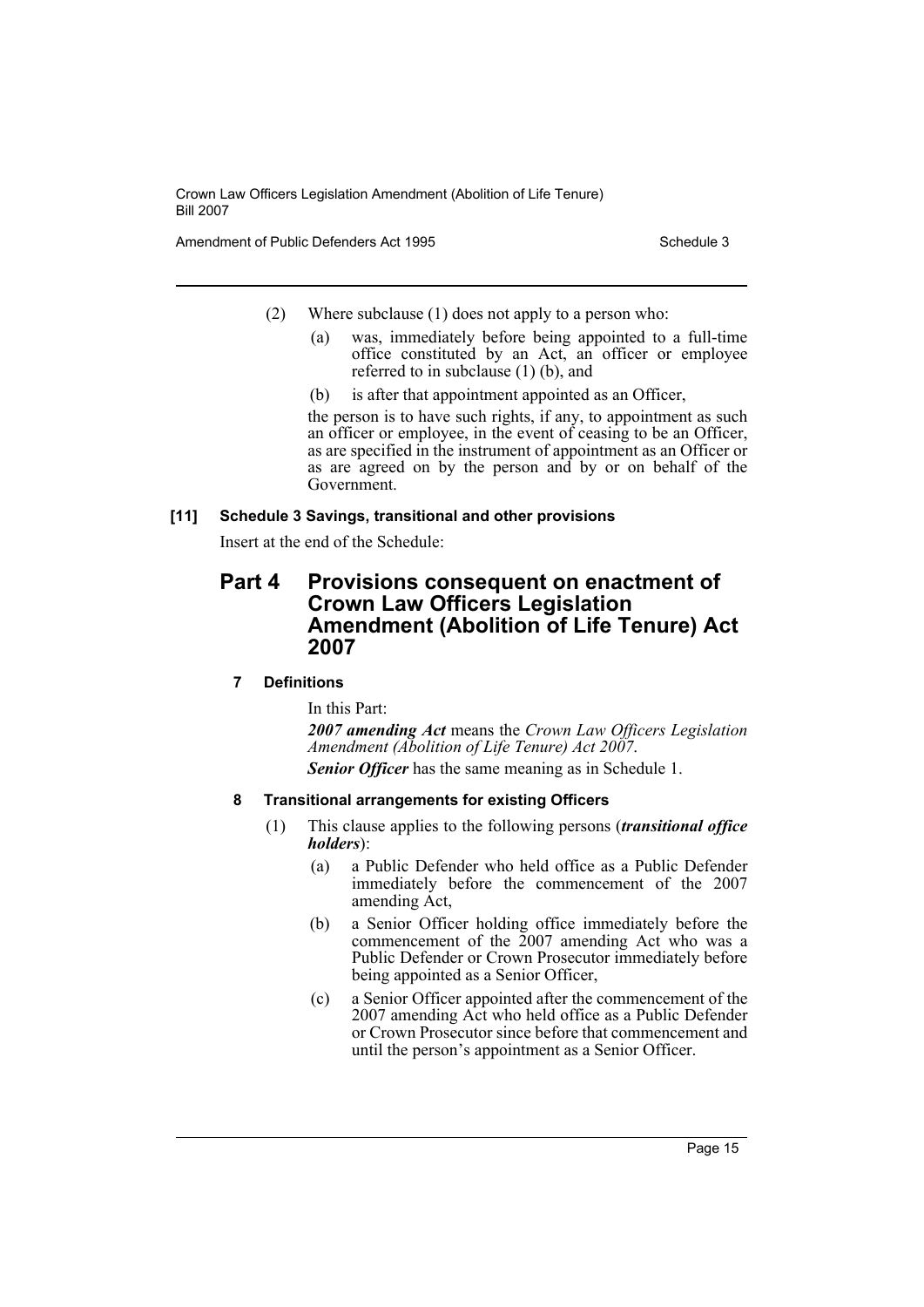(2) Where subclause (1) does not apply to a person who:

- (a) was, immediately before being appointed to a full-time office constituted by an Act, an officer or employee referred to in subclause (1) (b), and
- (b) is after that appointment appointed as an Officer,

the person is to have such rights, if any, to appointment as such an officer or employee, in the event of ceasing to be an Officer, as are specified in the instrument of appointment as an Officer or as are agreed on by the person and by or on behalf of the Government.

**[11] Schedule 3 Savings, transitional and other provisions**

Insert at the end of the Schedule:

## Part 4 Provisions consequent on enactment of Crown Law Officers Legislation Amendment (Abolition of Life Tenure) Act 2007

### 7 Definitions

In this Part:

***2007 amending Act*** means the *Crown Law Officers Legislation Amendment (Abolition of Life Tenure) Act 2007*.

***Senior Officer*** has the same meaning as in Schedule 1.

### 8 Transitional arrangements for existing Officers

(1) This clause applies to the following persons (***transitional office holders***):

- (a) a Public Defender who held office as a Public Defender immediately before the commencement of the 2007 amending Act,
- (b) a Senior Officer holding office immediately before the commencement of the 2007 amending Act who was a Public Defender or Crown Prosecutor immediately before being appointed as a Senior Officer,
- (c) a Senior Officer appointed after the commencement of the 2007 amending Act who held office as a Public Defender or Crown Prosecutor since before that commencement and until the person's appointment as a Senior Officer.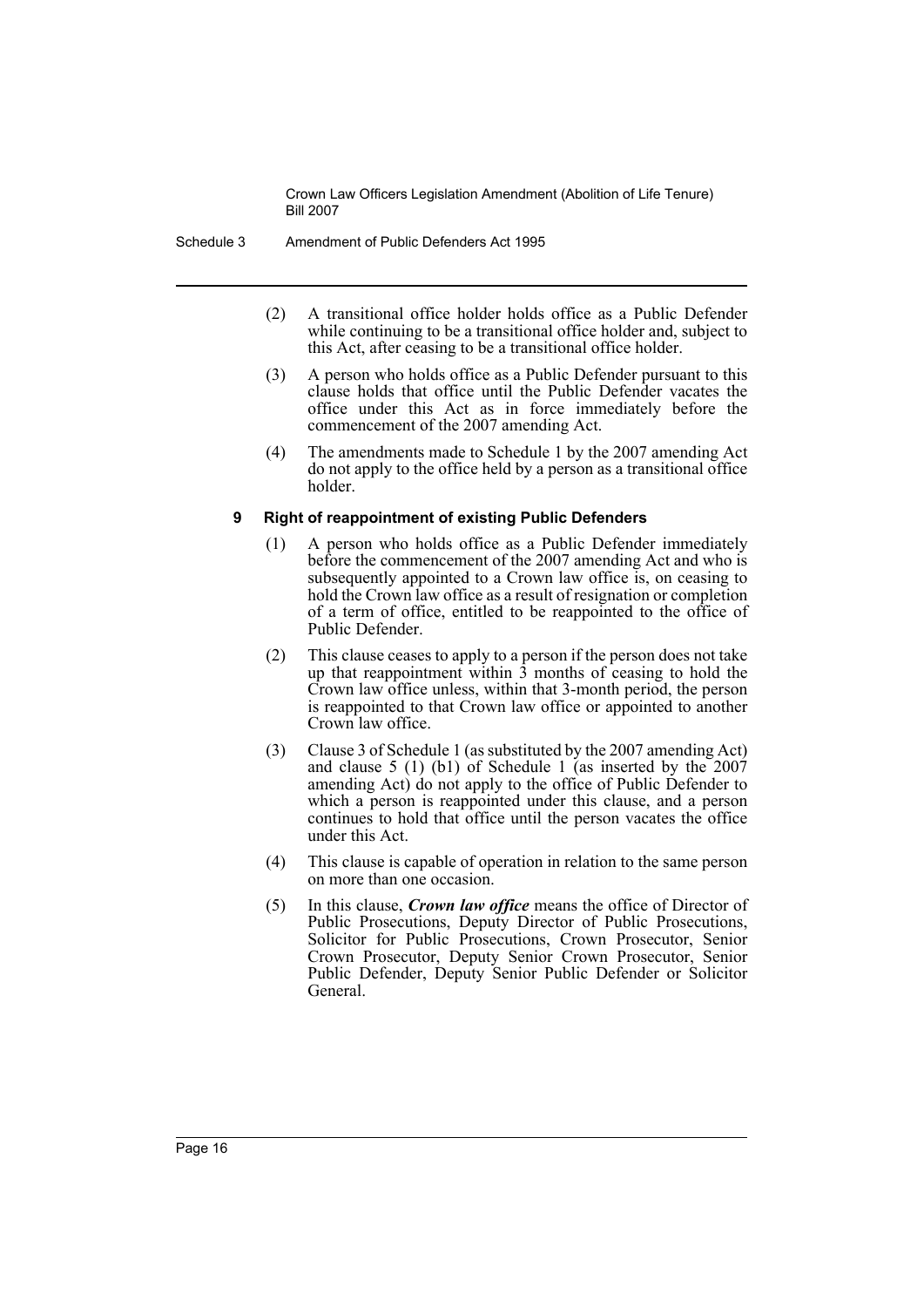(2) A transitional office holder holds office as a Public Defender while continuing to be a transitional office holder and, subject to this Act, after ceasing to be a transitional office holder.

(3) A person who holds office as a Public Defender pursuant to this clause holds that office until the Public Defender vacates the office under this Act as in force immediately before the commencement of the 2007 amending Act.

(4) The amendments made to Schedule 1 by the 2007 amending Act do not apply to the office held by a person as a transitional office holder.

#### 9 Right of reappointment of existing Public Defenders

(1) A person who holds office as a Public Defender immediately before the commencement of the 2007 amending Act and who is subsequently appointed to a Crown law office is, on ceasing to hold the Crown law office as a result of resignation or completion of a term of office, entitled to be reappointed to the office of Public Defender.

(2) This clause ceases to apply to a person if the person does not take up that reappointment within 3 months of ceasing to hold the Crown law office unless, within that 3-month period, the person is reappointed to that Crown law office or appointed to another Crown law office.

(3) Clause 3 of Schedule 1 (as substituted by the 2007 amending Act) and clause 5 (1) (b1) of Schedule 1 (as inserted by the 2007 amending Act) do not apply to the office of Public Defender to which a person is reappointed under this clause, and a person continues to hold that office until the person vacates the office under this Act.

(4) This clause is capable of operation in relation to the same person on more than one occasion.

(5) In this clause, ***Crown law office*** means the office of Director of Public Prosecutions, Deputy Director of Public Prosecutions, Solicitor for Public Prosecutions, Crown Prosecutor, Senior Crown Prosecutor, Deputy Senior Crown Prosecutor, Senior Public Defender, Deputy Senior Public Defender or Solicitor General.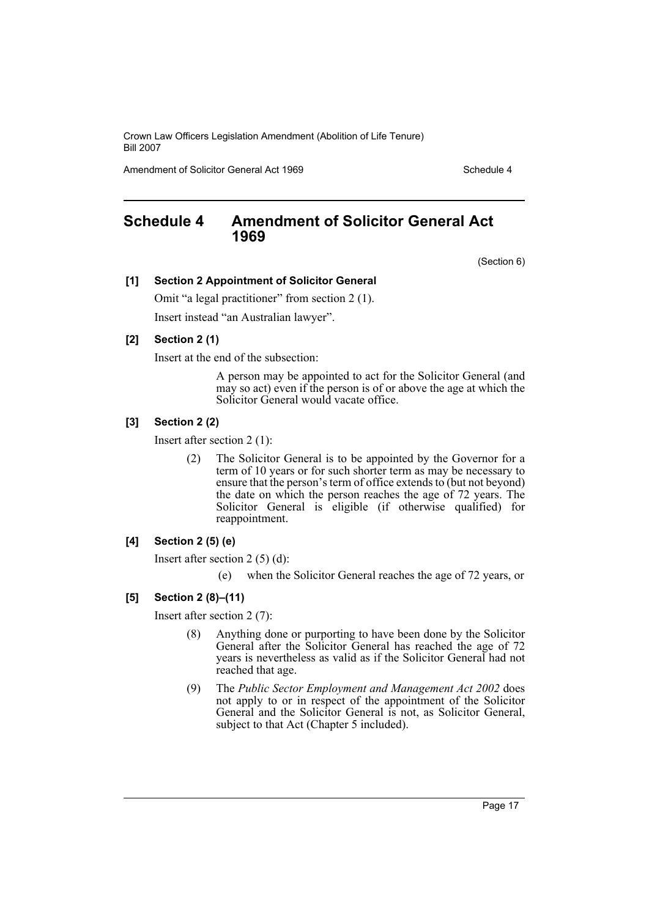# Schedule 4 Amendment of Solicitor General Act 1969

(Section 6)

**[1] Section 2 Appointment of Solicitor General**

Omit "a legal practitioner" from section 2 (1).

Insert instead "an Australian lawyer".

**[2] Section 2 (1)**

Insert at the end of the subsection:

> A person may be appointed to act for the Solicitor General (and may so act) even if the person is of or above the age at which the Solicitor General would vacate office.

**[3] Section 2 (2)**

Insert after section 2 (1):

> (2) The Solicitor General is to be appointed by the Governor for a term of 10 years or for such shorter term as may be necessary to ensure that the person's term of office extends to (but not beyond) the date on which the person reaches the age of 72 years. The Solicitor General is eligible (if otherwise qualified) for reappointment.

**[4] Section 2 (5) (e)**

Insert after section 2 (5) (d):

> (e) when the Solicitor General reaches the age of 72 years, or

**[5] Section 2 (8)–(11)**

Insert after section 2 (7):

> (8) Anything done or purporting to have been done by the Solicitor General after the Solicitor General has reached the age of 72 years is nevertheless as valid as if the Solicitor General had not reached that age.
>
> (9) The *Public Sector Employment and Management Act 2002* does not apply to or in respect of the appointment of the Solicitor General and the Solicitor General is not, as Solicitor General, subject to that Act (Chapter 5 included).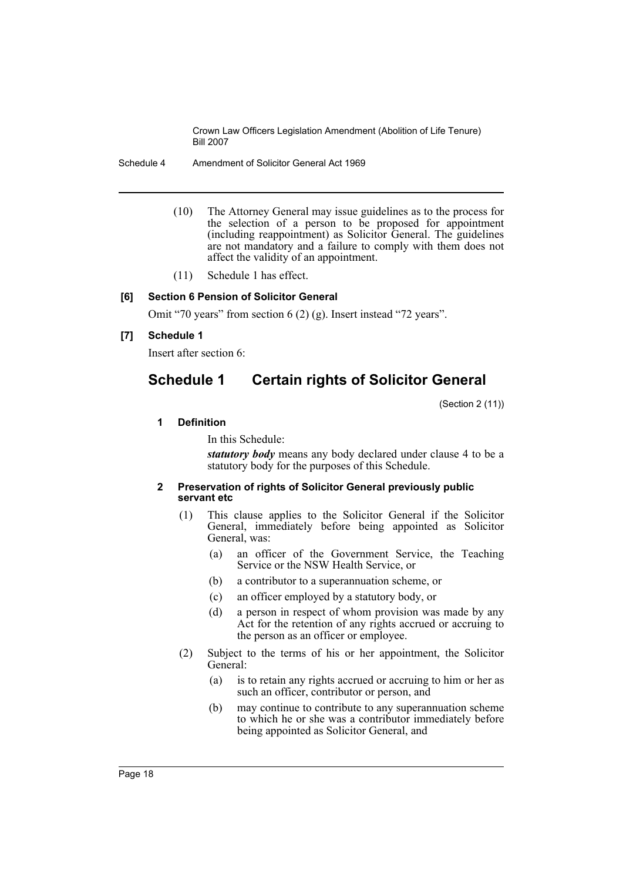(10) The Attorney General may issue guidelines as to the process for the selection of a person to be proposed for appointment (including reappointment) as Solicitor General. The guidelines are not mandatory and a failure to comply with them does not affect the validity of an appointment.

(11) Schedule 1 has effect.

**[6] Section 6 Pension of Solicitor General**

Omit "70 years" from section 6 (2) (g). Insert instead "72 years".

**[7] Schedule 1**

Insert after section 6:

## Schedule 1 Certain rights of Solicitor General

(Section 2 (11))

**1 Definition**

In this Schedule:

***statutory body*** means any body declared under clause 4 to be a statutory body for the purposes of this Schedule.

**2 Preservation of rights of Solicitor General previously public servant etc**

(1) This clause applies to the Solicitor General if the Solicitor General, immediately before being appointed as Solicitor General, was:

(a) an officer of the Government Service, the Teaching Service or the NSW Health Service, or

(b) a contributor to a superannuation scheme, or

(c) an officer employed by a statutory body, or

(d) a person in respect of whom provision was made by any Act for the retention of any rights accrued or accruing to the person as an officer or employee.

(2) Subject to the terms of his or her appointment, the Solicitor General:

(a) is to retain any rights accrued or accruing to him or her as such an officer, contributor or person, and

(b) may continue to contribute to any superannuation scheme to which he or she was a contributor immediately before being appointed as Solicitor General, and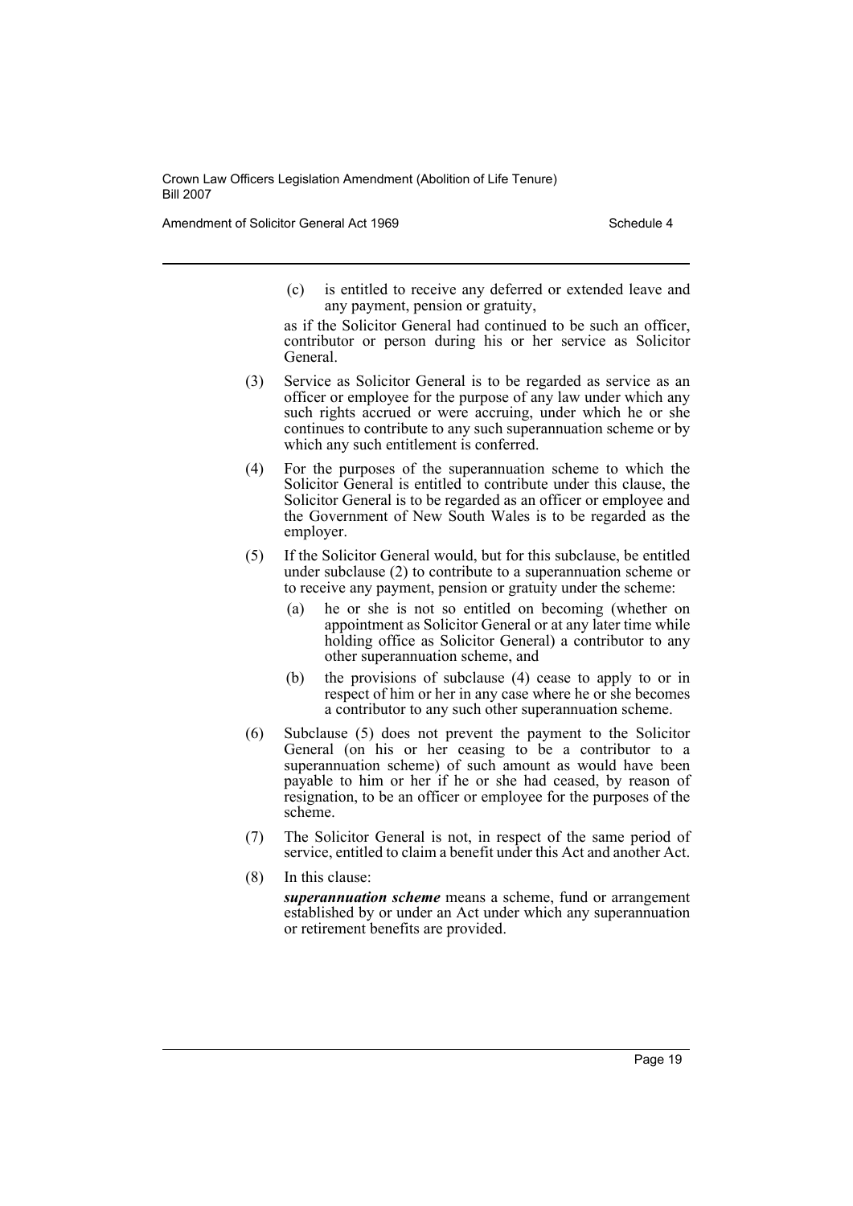(c) is entitled to receive any deferred or extended leave and any payment, pension or gratuity,

as if the Solicitor General had continued to be such an officer, contributor or person during his or her service as Solicitor General.

(3) Service as Solicitor General is to be regarded as service as an officer or employee for the purpose of any law under which any such rights accrued or were accruing, under which he or she continues to contribute to any such superannuation scheme or by which any such entitlement is conferred.

(4) For the purposes of the superannuation scheme to which the Solicitor General is entitled to contribute under this clause, the Solicitor General is to be regarded as an officer or employee and the Government of New South Wales is to be regarded as the employer.

(5) If the Solicitor General would, but for this subclause, be entitled under subclause (2) to contribute to a superannuation scheme or to receive any payment, pension or gratuity under the scheme:

(a) he or she is not so entitled on becoming (whether on appointment as Solicitor General or at any later time while holding office as Solicitor General) a contributor to any other superannuation scheme, and

(b) the provisions of subclause (4) cease to apply to or in respect of him or her in any case where he or she becomes a contributor to any such other superannuation scheme.

(6) Subclause (5) does not prevent the payment to the Solicitor General (on his or her ceasing to be a contributor to a superannuation scheme) of such amount as would have been payable to him or her if he or she had ceased, by reason of resignation, to be an officer or employee for the purposes of the scheme.

(7) The Solicitor General is not, in respect of the same period of service, entitled to claim a benefit under this Act and another Act.

(8) In this clause:

***superannuation scheme*** means a scheme, fund or arrangement established by or under an Act under which any superannuation or retirement benefits are provided.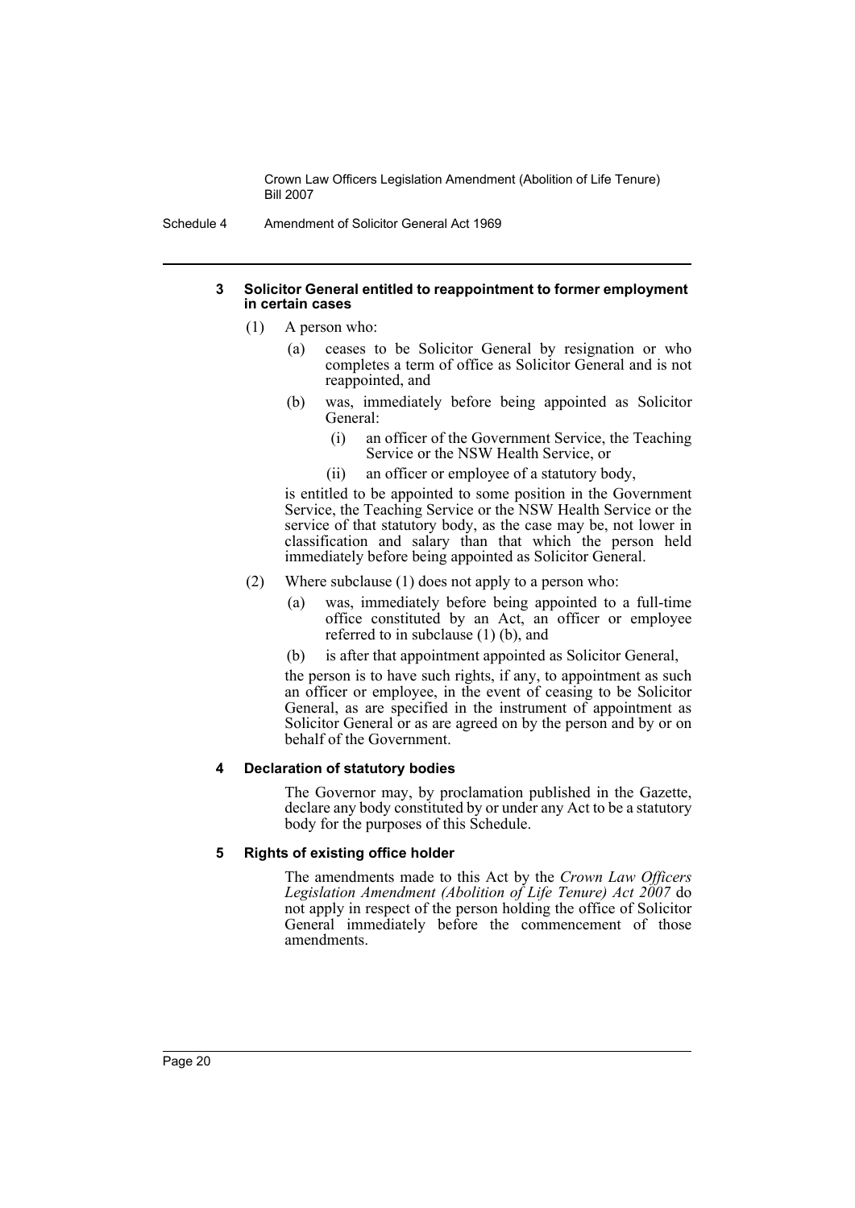#### 3 Solicitor General entitled to reappointment to former employment in certain cases

(1) A person who:

(a) ceases to be Solicitor General by resignation or who completes a term of office as Solicitor General and is not reappointed, and

(b) was, immediately before being appointed as Solicitor General:

(i) an officer of the Government Service, the Teaching Service or the NSW Health Service, or

(ii) an officer or employee of a statutory body,

is entitled to be appointed to some position in the Government Service, the Teaching Service or the NSW Health Service or the service of that statutory body, as the case may be, not lower in classification and salary than that which the person held immediately before being appointed as Solicitor General.

(2) Where subclause (1) does not apply to a person who:

(a) was, immediately before being appointed to a full-time office constituted by an Act, an officer or employee referred to in subclause (1) (b), and

(b) is after that appointment appointed as Solicitor General,

the person is to have such rights, if any, to appointment as such an officer or employee, in the event of ceasing to be Solicitor General, as are specified in the instrument of appointment as Solicitor General or as are agreed on by the person and by or on behalf of the Government.

#### 4 Declaration of statutory bodies

The Governor may, by proclamation published in the Gazette, declare any body constituted by or under any Act to be a statutory body for the purposes of this Schedule.

#### 5 Rights of existing office holder

The amendments made to this Act by the *Crown Law Officers Legislation Amendment (Abolition of Life Tenure) Act 2007* do not apply in respect of the person holding the office of Solicitor General immediately before the commencement of those amendments.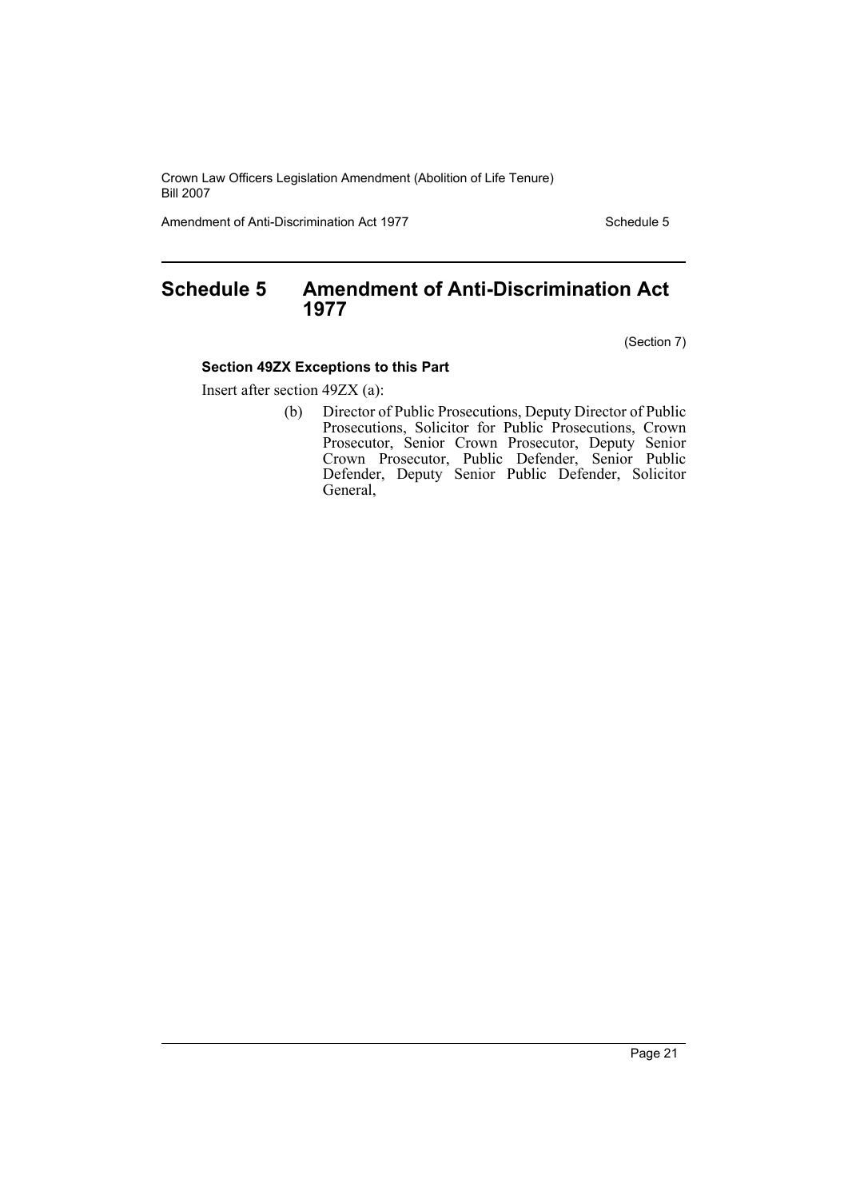## Schedule 5 Amendment of Anti-Discrimination Act 1977

(Section 7)

**Section 49ZX Exceptions to this Part**

Insert after section 49ZX (a):

(b) Director of Public Prosecutions, Deputy Director of Public Prosecutions, Solicitor for Public Prosecutions, Crown Prosecutor, Senior Crown Prosecutor, Deputy Senior Crown Prosecutor, Public Defender, Senior Public Defender, Deputy Senior Public Defender, Solicitor General,